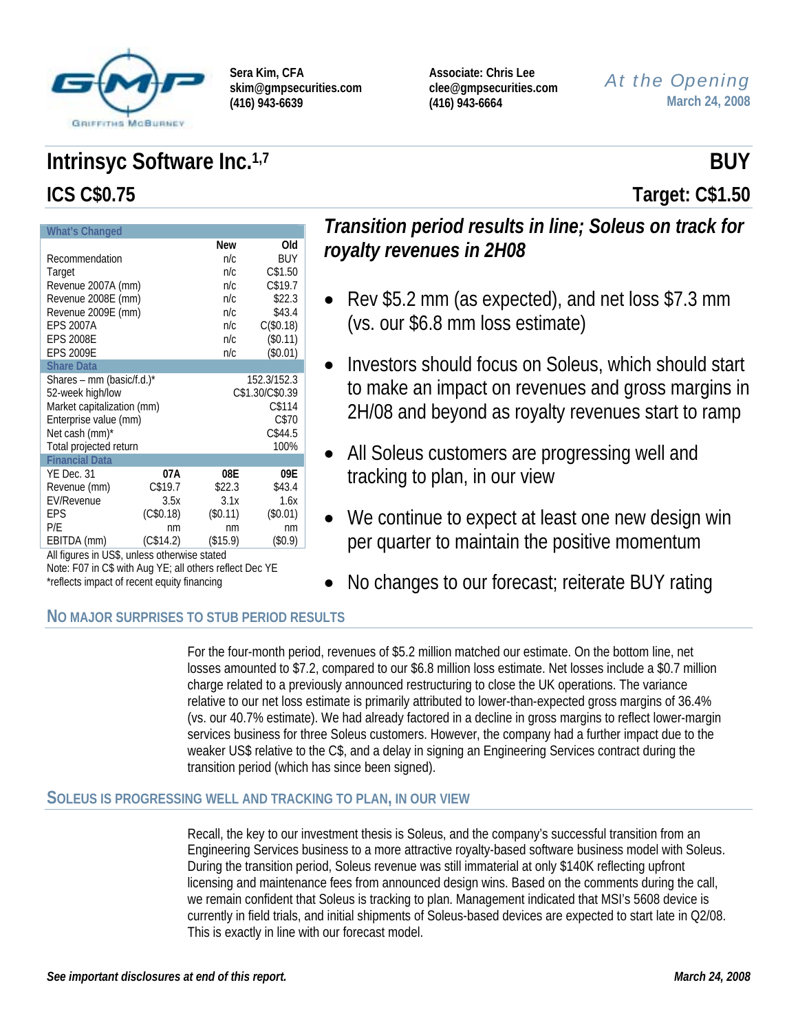Sera Kim, CFA
skim@gmpsecurities.com
(416) 943-6639

Associate: Chris Lee
clee@gmpsecurities.com
(416) 943-6664

*At the Opening*
March 24, 2008

# Intrinsyc Software Inc.[1,7]

**BUY**

## ICS C$0.75

**Target: C$1.50**

| What's Changed | | New | Old |
|---|---|---|---|
| Recommendation | | n/c | BUY |
| Target | | n/c | C$1.50 |
| Revenue 2007A (mm) | | n/c | C$19.7 |
| Revenue 2008E (mm) | | n/c | $22.3 |
| Revenue 2009E (mm) | | n/c | $43.4 |
| EPS 2007A | | n/c | C($0.18) |
| EPS 2008E | | n/c | ($0.11) |
| EPS 2009E | | n/c | ($0.01) |
| **Share Data** | | | |
| Shares – mm (basic/f.d.)* | | | 152.3/152.3 |
| 52-week high/low | | | C$1.30/C$0.39 |
| Market capitalization (mm) | | | C$114 |
| Enterprise value (mm) | | | C$70 |
| Net cash (mm)* | | | C$44.5 |
| Total projected return | | | 100% |
| **Financial Data** | | | |
| YE Dec. 31 | **07A** | **08E** | **09E** |
| Revenue (mm) | C$19.7 | $22.3 | $43.4 |
| EV/Revenue | 3.5x | 3.1x | 1.6x |
| EPS | (C$0.18) | ($0.11) | ($0.01) |
| P/E | nm | nm | nm |
| EBITDA (mm) | (C$14.2) | ($15.9) | ($0.9) |

All figures in US$, unless otherwise stated
Note: F07 in C$ with Aug YE; all others reflect Dec YE
*reflects impact of recent equity financing

### *Transition period results in line; Soleus on track for royalty revenues in 2H08*

- Rev $5.2 mm (as expected), and net loss $7.3 mm (vs. our $6.8 mm loss estimate)
- Investors should focus on Soleus, which should start to make an impact on revenues and gross margins in 2H/08 and beyond as royalty revenues start to ramp
- All Soleus customers are progressing well and tracking to plan, in our view
- We continue to expect at least one new design win per quarter to maintain the positive momentum
- No changes to our forecast; reiterate BUY rating

## NO MAJOR SURPRISES TO STUB PERIOD RESULTS

For the four-month period, revenues of $5.2 million matched our estimate. On the bottom line, net losses amounted to $7.2, compared to our $6.8 million loss estimate. Net losses include a $0.7 million charge related to a previously announced restructuring to close the UK operations. The variance relative to our net loss estimate is primarily attributed to lower-than-expected gross margins of 36.4% (vs. our 40.7% estimate). We had already factored in a decline in gross margins to reflect lower-margin services business for three Soleus customers. However, the company had a further impact due to the weaker US$ relative to the C$, and a delay in signing an Engineering Services contract during the transition period (which has since been signed).

## SOLEUS IS PROGRESSING WELL AND TRACKING TO PLAN, IN OUR VIEW

Recall, the key to our investment thesis is Soleus, and the company's successful transition from an Engineering Services business to a more attractive royalty-based software business model with Soleus. During the transition period, Soleus revenue was still immaterial at only $140K reflecting upfront licensing and maintenance fees from announced design wins. Based on the comments during the call, we remain confident that Soleus is tracking to plan. Management indicated that MSI's 5608 device is currently in field trials, and initial shipments of Soleus-based devices are expected to start late in Q2/08. This is exactly in line with our forecast model.

*See important disclosures at end of this report.*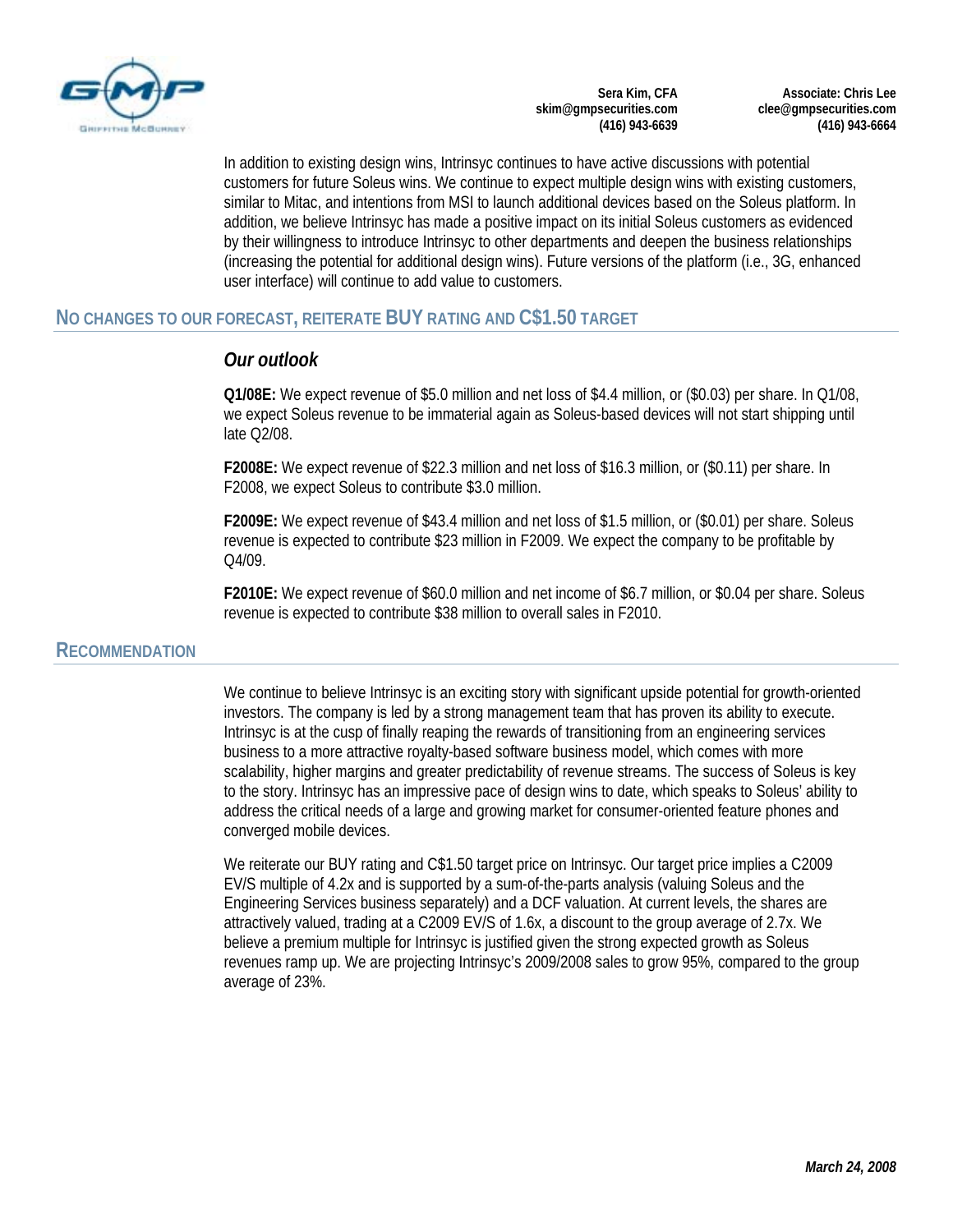In addition to existing design wins, Intrinsyc continues to have active discussions with potential customers for future Soleus wins. We continue to expect multiple design wins with existing customers, similar to Mitac, and intentions from MSI to launch additional devices based on the Soleus platform. In addition, we believe Intrinsyc has made a positive impact on its initial Soleus customers as evidenced by their willingness to introduce Intrinsyc to other departments and deepen the business relationships (increasing the potential for additional design wins). Future versions of the platform (i.e., 3G, enhanced user interface) will continue to add value to customers.

## NO CHANGES TO OUR FORECAST, REITERATE BUY RATING AND C$1.50 TARGET

### *Our outlook*

**Q1/08E:** We expect revenue of $5.0 million and net loss of $4.4 million, or ($0.03) per share. In Q1/08, we expect Soleus revenue to be immaterial again as Soleus-based devices will not start shipping until late Q2/08.

**F2008E:** We expect revenue of $22.3 million and net loss of $16.3 million, or ($0.11) per share. In F2008, we expect Soleus to contribute $3.0 million.

**F2009E:** We expect revenue of $43.4 million and net loss of $1.5 million, or ($0.01) per share. Soleus revenue is expected to contribute $23 million in F2009. We expect the company to be profitable by Q4/09.

**F2010E:** We expect revenue of $60.0 million and net income of $6.7 million, or $0.04 per share. Soleus revenue is expected to contribute $38 million to overall sales in F2010.

## RECOMMENDATION

We continue to believe Intrinsyc is an exciting story with significant upside potential for growth-oriented investors. The company is led by a strong management team that has proven its ability to execute. Intrinsyc is at the cusp of finally reaping the rewards of transitioning from an engineering services business to a more attractive royalty-based software business model, which comes with more scalability, higher margins and greater predictability of revenue streams. The success of Soleus is key to the story. Intrinsyc has an impressive pace of design wins to date, which speaks to Soleus' ability to address the critical needs of a large and growing market for consumer-oriented feature phones and converged mobile devices.

We reiterate our BUY rating and C$1.50 target price on Intrinsyc. Our target price implies a C2009 EV/S multiple of 4.2x and is supported by a sum-of-the-parts analysis (valuing Soleus and the Engineering Services business separately) and a DCF valuation. At current levels, the shares are attractively valued, trading at a C2009 EV/S of 1.6x, a discount to the group average of 2.7x. We believe a premium multiple for Intrinsyc is justified given the strong expected growth as Soleus revenues ramp up. We are projecting Intrinsyc's 2009/2008 sales to grow 95%, compared to the group average of 23%.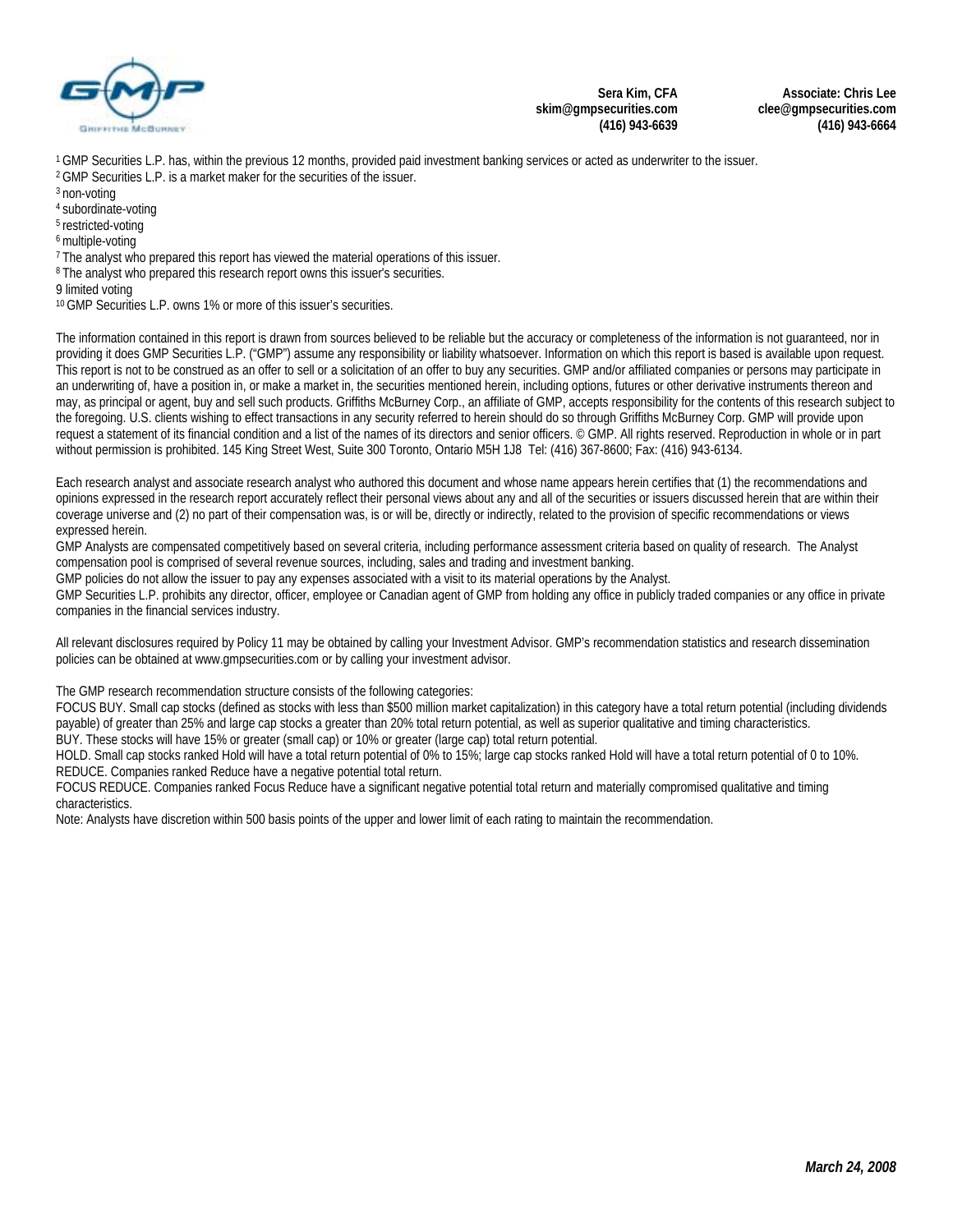Sera Kim, CFA
skim@gmpsecurities.com
(416) 943-6639

Associate: Chris Lee
clee@gmpsecurities.com
(416) 943-6664

[1] GMP Securities L.P. has, within the previous 12 months, provided paid investment banking services or acted as underwriter to the issuer.
[2] GMP Securities L.P. is a market maker for the securities of the issuer.
[3] non-voting
[4] subordinate-voting
[5] restricted-voting
[6] multiple-voting
[7] The analyst who prepared this report has viewed the material operations of this issuer.
[8] The analyst who prepared this research report owns this issuer's securities.
9 limited voting
[10] GMP Securities L.P. owns 1% or more of this issuer's securities.

The information contained in this report is drawn from sources believed to be reliable but the accuracy or completeness of the information is not guaranteed, nor in providing it does GMP Securities L.P. ("GMP") assume any responsibility or liability whatsoever. Information on which this report is based is available upon request. This report is not to be construed as an offer to sell or a solicitation of an offer to buy any securities. GMP and/or affiliated companies or persons may participate in an underwriting of, have a position in, or make a market in, the securities mentioned herein, including options, futures or other derivative instruments thereon and may, as principal or agent, buy and sell such products. Griffiths McBurney Corp., an affiliate of GMP, accepts responsibility for the contents of this research subject to the foregoing. U.S. clients wishing to effect transactions in any security referred to herein should do so through Griffiths McBurney Corp. GMP will provide upon request a statement of its financial condition and a list of the names of its directors and senior officers. © GMP. All rights reserved. Reproduction in whole or in part without permission is prohibited. 145 King Street West, Suite 300 Toronto, Ontario M5H 1J8 Tel: (416) 367-8600; Fax: (416) 943-6134.

Each research analyst and associate research analyst who authored this document and whose name appears herein certifies that (1) the recommendations and opinions expressed in the research report accurately reflect their personal views about any and all of the securities or issuers discussed herein that are within their coverage universe and (2) no part of their compensation was, is or will be, directly or indirectly, related to the provision of specific recommendations or views expressed herein.
GMP Analysts are compensated competitively based on several criteria, including performance assessment criteria based on quality of research. The Analyst compensation pool is comprised of several revenue sources, including, sales and trading and investment banking.
GMP policies do not allow the issuer to pay any expenses associated with a visit to its material operations by the Analyst.
GMP Securities L.P. prohibits any director, officer, employee or Canadian agent of GMP from holding any office in publicly traded companies or any office in private companies in the financial services industry.

All relevant disclosures required by Policy 11 may be obtained by calling your Investment Advisor. GMP's recommendation statistics and research dissemination policies can be obtained at www.gmpsecurities.com or by calling your investment advisor.

The GMP research recommendation structure consists of the following categories:
FOCUS BUY. Small cap stocks (defined as stocks with less than $500 million market capitalization) in this category have a total return potential (including dividends payable) of greater than 25% and large cap stocks a greater than 20% total return potential, as well as superior qualitative and timing characteristics.
BUY. These stocks will have 15% or greater (small cap) or 10% or greater (large cap) total return potential.
HOLD. Small cap stocks ranked Hold will have a total return potential of 0% to 15%; large cap stocks ranked Hold will have a total return potential of 0 to 10%.
REDUCE. Companies ranked Reduce have a negative potential total return.
FOCUS REDUCE. Companies ranked Focus Reduce have a significant negative potential total return and materially compromised qualitative and timing characteristics.
Note: Analysts have discretion within 500 basis points of the upper and lower limit of each rating to maintain the recommendation.

*March 24, 2008*